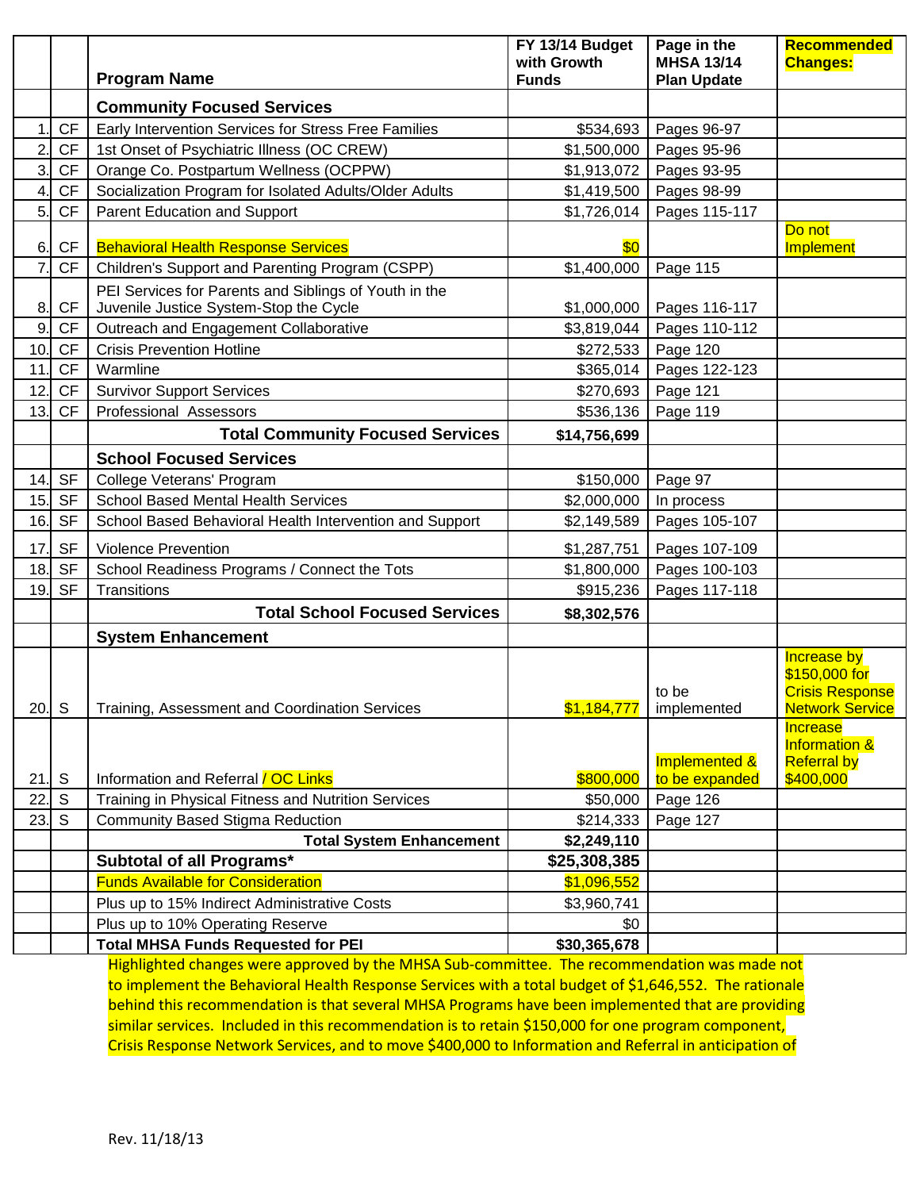| | | Program Name | FY 13/14 Budget with Growth Funds | Page in the MHSA 13/14 Plan Update | Recommended Changes: |
|---|---|---|---|---|---|
| | | **Community Focused Services** | | | |
| 1. | CF | Early Intervention Services for Stress Free Families | $534,693 | Pages 96-97 | |
| 2. | CF | 1st Onset of Psychiatric Illness (OC CREW) | $1,500,000 | Pages 95-96 | |
| 3. | CF | Orange Co. Postpartum Wellness (OCPPW) | $1,913,072 | Pages 93-95 | |
| 4. | CF | Socialization Program for Isolated Adults/Older Adults | $1,419,500 | Pages 98-99 | |
| 5. | CF | Parent Education and Support | $1,726,014 | Pages 115-117 | |
| 6. | CF | Behavioral Health Response Services | $0 | | Do not Implement |
| 7. | CF | Children's Support and Parenting Program (CSPP) | $1,400,000 | Page 115 | |
| 8. | CF | PEI Services for Parents and Siblings of Youth in the Juvenile Justice System-Stop the Cycle | $1,000,000 | Pages 116-117 | |
| 9. | CF | Outreach and Engagement Collaborative | $3,819,044 | Pages 110-112 | |
| 10. | CF | Crisis Prevention Hotline | $272,533 | Page 120 | |
| 11. | CF | Warmline | $365,014 | Pages 122-123 | |
| 12. | CF | Survivor Support Services | $270,693 | Page 121 | |
| 13. | CF | Professional Assessors | $536,136 | Page 119 | |
| | | **Total Community Focused Services** | **$14,756,699** | | |
| | | **School Focused Services** | | | |
| 14. | SF | College Veterans' Program | $150,000 | Page 97 | |
| 15. | SF | School Based Mental Health Services | $2,000,000 | In process | |
| 16. | SF | School Based Behavioral Health Intervention and Support | $2,149,589 | Pages 105-107 | |
| 17. | SF | Violence Prevention | $1,287,751 | Pages 107-109 | |
| 18. | SF | School Readiness Programs / Connect the Tots | $1,800,000 | Pages 100-103 | |
| 19. | SF | Transitions | $915,236 | Pages 117-118 | |
| | | **Total School Focused Services** | **$8,302,576** | | |
| | | **System Enhancement** | | | |
| 20. | S | Training, Assessment and Coordination Services | $1,184,777 | to be implemented | Increase by $150,000 for Crisis Response Network Service |
| 21. | S | Information and Referral / OC Links | $800,000 | Implemented & to be expanded | Increase Information & Referral by $400,000 |
| 22. | S | Training in Physical Fitness and Nutrition Services | $50,000 | Page 126 | |
| 23. | S | Community Based Stigma Reduction | $214,333 | Page 127 | |
| | | **Total System Enhancement** | **$2,249,110** | | |
| | | **Subtotal of all Programs*** | **$25,308,385** | | |
| | | Funds Available for Consideration | $1,096,552 | | |
| | | Plus up to 15% Indirect Administrative Costs | $3,960,741 | | |
| | | Plus up to 10% Operating Reserve | $0 | | |
| | | **Total MHSA Funds Requested for PEI** | **$30,365,678** | | |

Highlighted changes were approved by the MHSA Sub-committee. The recommendation was made not to implement the Behavioral Health Response Services with a total budget of $1,646,552. The rationale behind this recommendation is that several MHSA Programs have been implemented that are providing similar services. Included in this recommendation is to retain $150,000 for one program component, Crisis Response Network Services, and to move $400,000 to Information and Referral in anticipation of

Rev. 11/18/13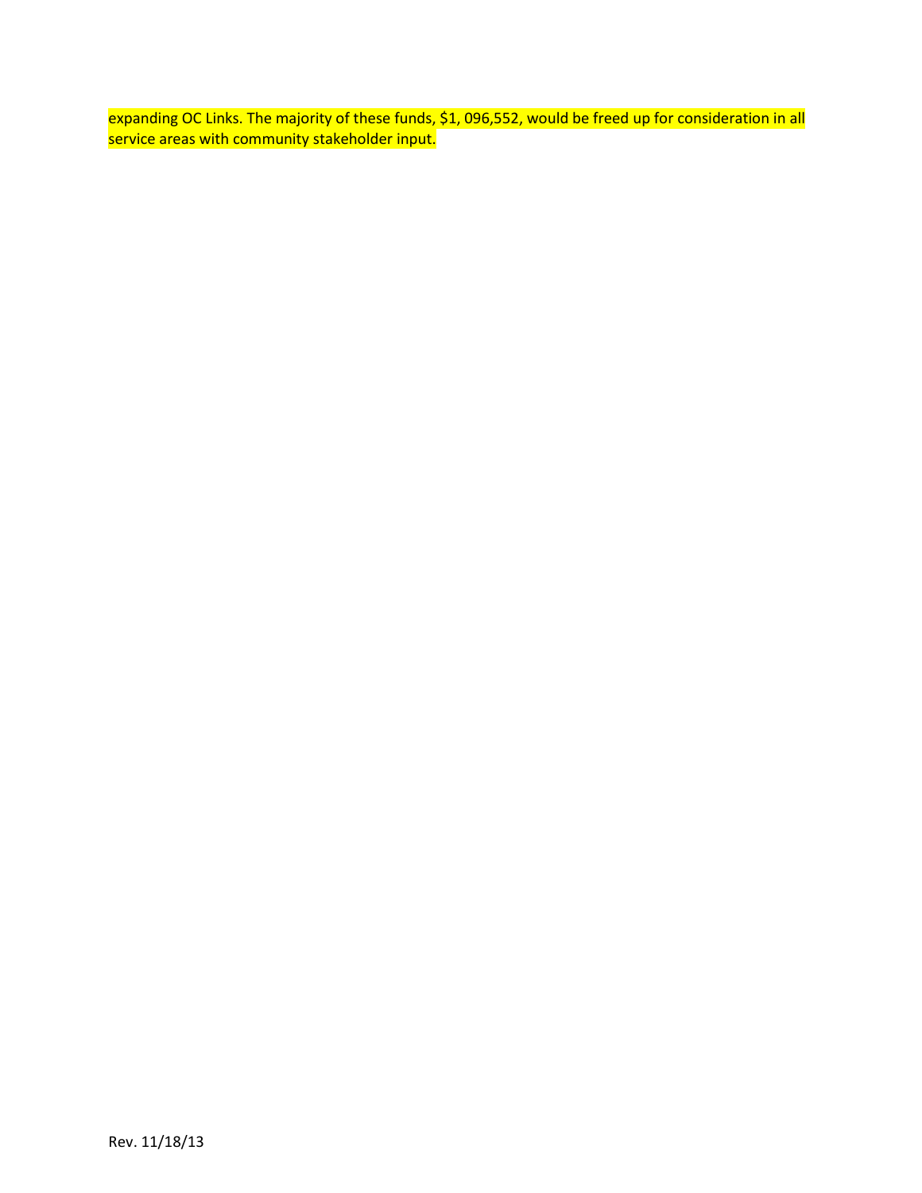expanding OC Links. The majority of these funds, $1, 096,552, would be freed up for consideration in all service areas with community stakeholder input.

Rev. 11/18/13